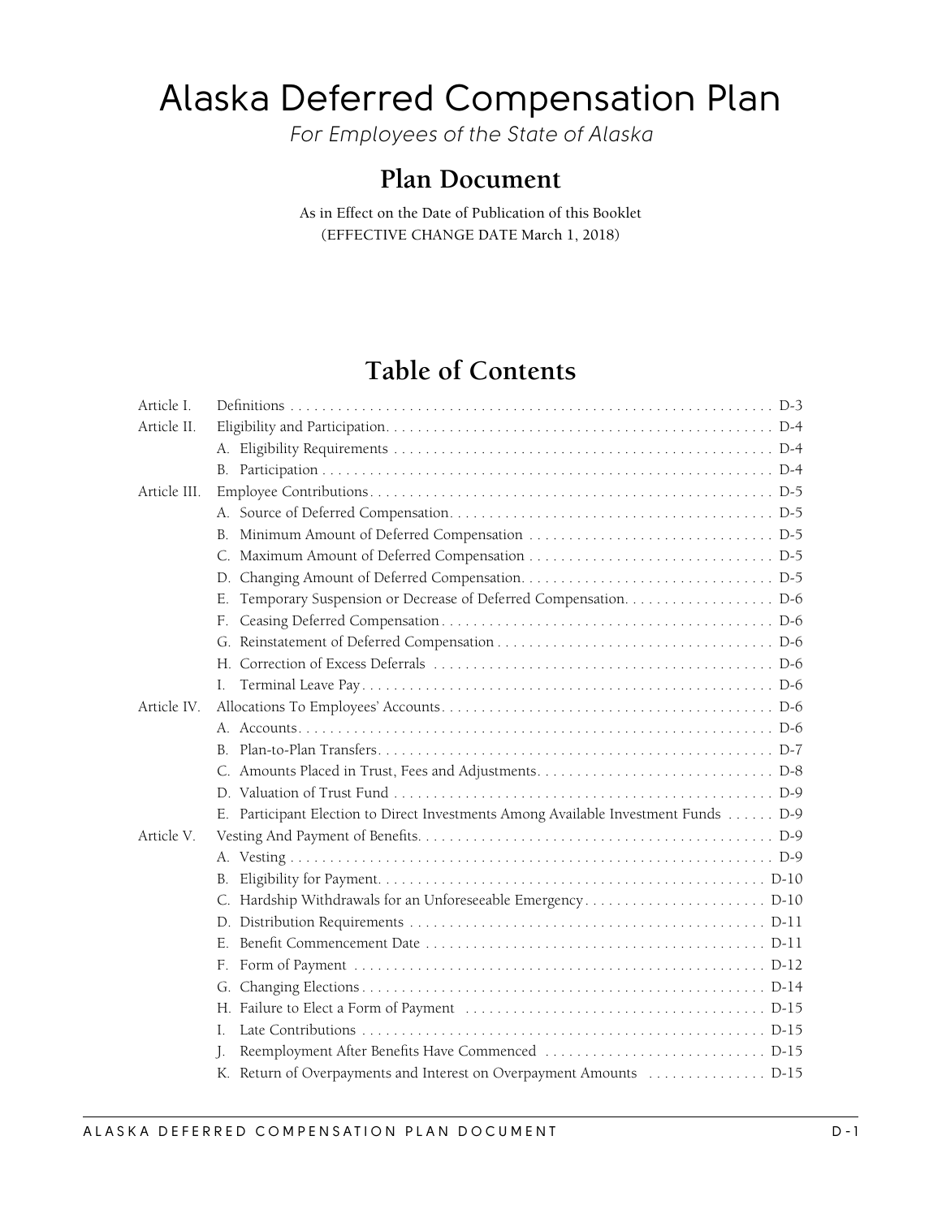# Alaska Deferred Compensation Plan

*For Employees of the State of Alaska*

## Plan Document

As in Effect on the Date of Publication of this Booklet
(EFFECTIVE CHANGE DATE March 1, 2018)

## Table of Contents

| | | |
|---|---|---|
| Article I. | Definitions | D-3 |
| Article II. | Eligibility and Participation | D-4 |
| | A. Eligibility Requirements | D-4 |
| | B. Participation | D-4 |
| Article III. | Employee Contributions | D-5 |
| | A. Source of Deferred Compensation | D-5 |
| | B. Minimum Amount of Deferred Compensation | D-5 |
| | C. Maximum Amount of Deferred Compensation | D-5 |
| | D. Changing Amount of Deferred Compensation | D-5 |
| | E. Temporary Suspension or Decrease of Deferred Compensation | D-6 |
| | F. Ceasing Deferred Compensation | D-6 |
| | G. Reinstatement of Deferred Compensation | D-6 |
| | H. Correction of Excess Deferrals | D-6 |
| | I. Terminal Leave Pay | D-6 |
| Article IV. | Allocations To Employees' Accounts | D-6 |
| | A. Accounts | D-6 |
| | B. Plan-to-Plan Transfers | D-7 |
| | C. Amounts Placed in Trust, Fees and Adjustments | D-8 |
| | D. Valuation of Trust Fund | D-9 |
| | E. Participant Election to Direct Investments Among Available Investment Funds | D-9 |
| Article V. | Vesting And Payment of Benefits | D-9 |
| | A. Vesting | D-9 |
| | B. Eligibility for Payment | D-10 |
| | C. Hardship Withdrawals for an Unforeseeable Emergency | D-10 |
| | D. Distribution Requirements | D-11 |
| | E. Benefit Commencement Date | D-11 |
| | F. Form of Payment | D-12 |
| | G. Changing Elections | D-14 |
| | H. Failure to Elect a Form of Payment | D-15 |
| | I. Late Contributions | D-15 |
| | J. Reemployment After Benefits Have Commenced | D-15 |
| | K. Return of Overpayments and Interest on Overpayment Amounts | D-15 |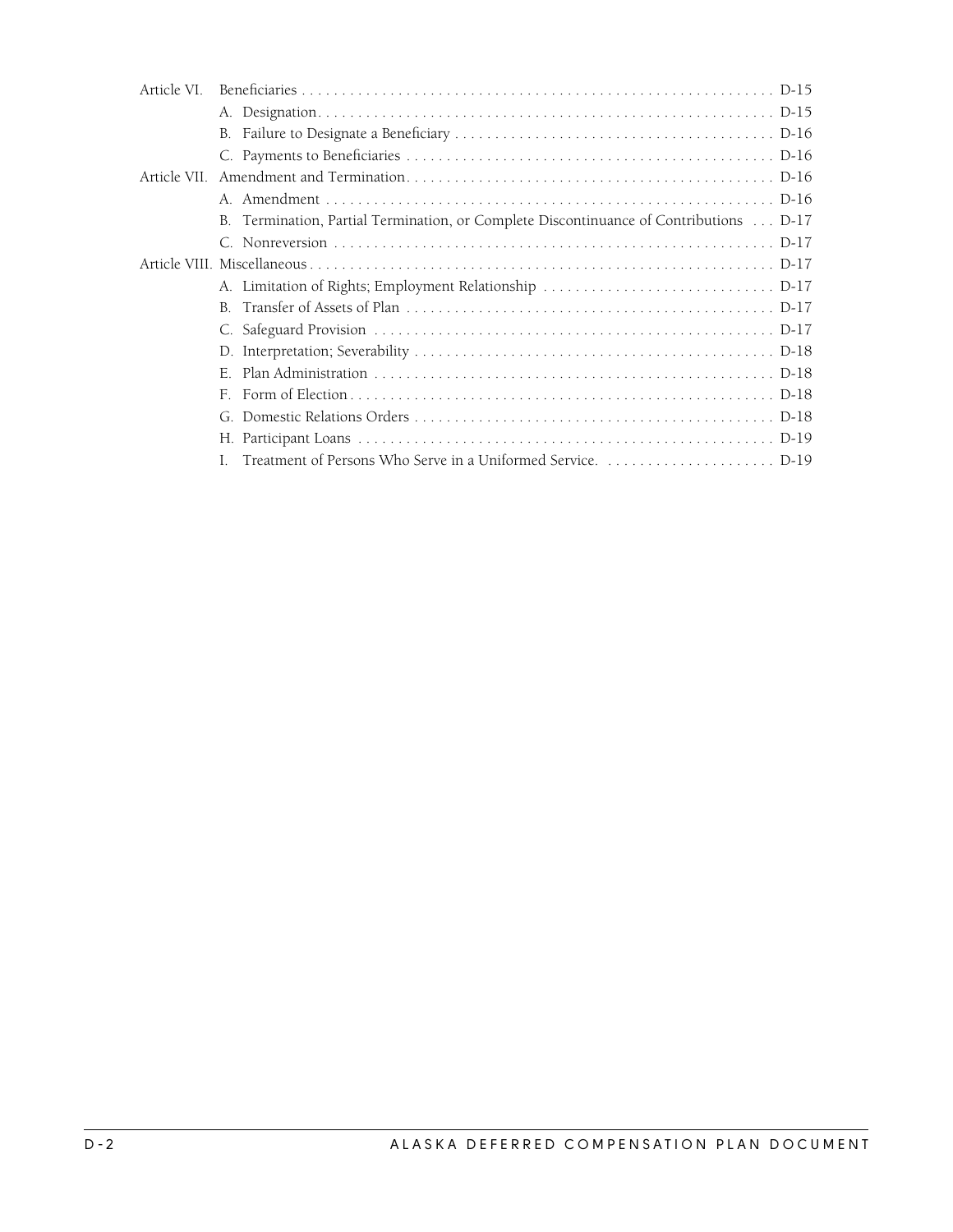- Article VI. Beneficiaries . . . D-15
  - A. Designation . . . D-15
  - B. Failure to Designate a Beneficiary . . . D-16
  - C. Payments to Beneficiaries . . . D-16
- Article VII. Amendment and Termination . . . D-16
  - A. Amendment . . . D-16
  - B. Termination, Partial Termination, or Complete Discontinuance of Contributions . . . D-17
  - C. Nonreversion . . . D-17
- Article VIII. Miscellaneous . . . D-17
  - A. Limitation of Rights; Employment Relationship . . . D-17
  - B. Transfer of Assets of Plan . . . D-17
  - C. Safeguard Provision . . . D-17
  - D. Interpretation; Severability . . . D-18
  - E. Plan Administration . . . D-18
  - F. Form of Election . . . D-18
  - G. Domestic Relations Orders . . . D-18
  - H. Participant Loans . . . D-19
  - I. Treatment of Persons Who Serve in a Uniformed Service. . . . D-19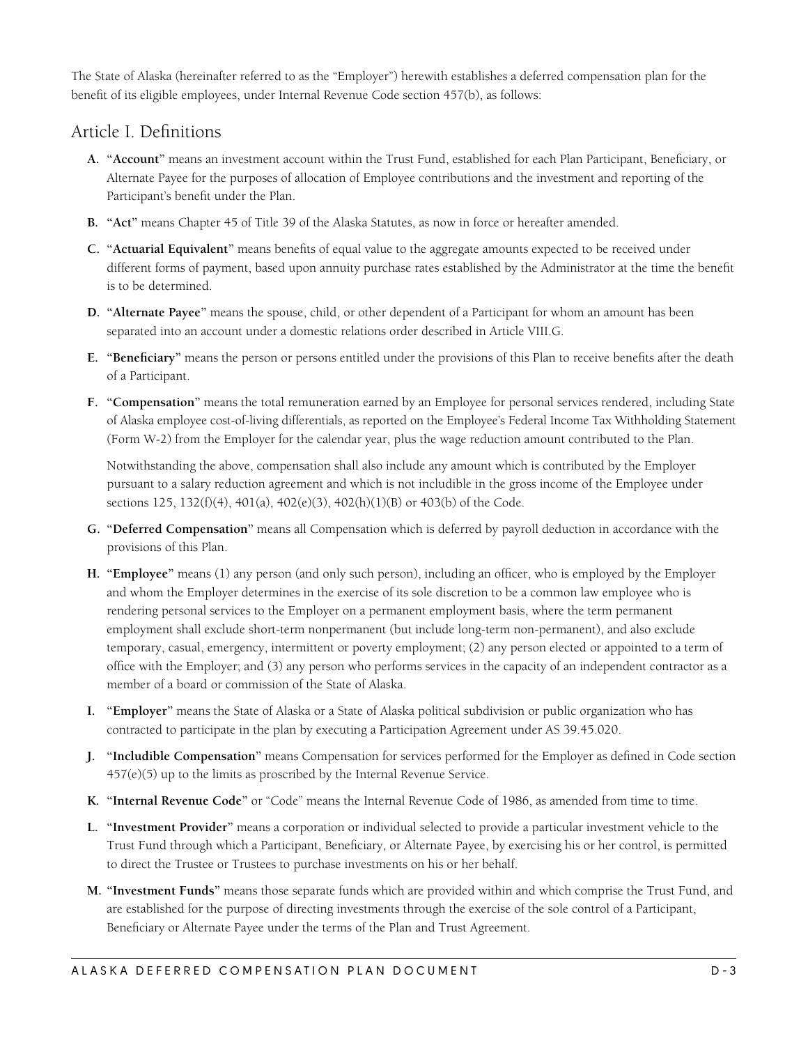The State of Alaska (hereinafter referred to as the "Employer") herewith establishes a deferred compensation plan for the benefit of its eligible employees, under Internal Revenue Code section 457(b), as follows:

## Article I. Definitions

**A.** "**Account**" means an investment account within the Trust Fund, established for each Plan Participant, Beneficiary, or Alternate Payee for the purposes of allocation of Employee contributions and the investment and reporting of the Participant's benefit under the Plan.

**B.** "**Act**" means Chapter 45 of Title 39 of the Alaska Statutes, as now in force or hereafter amended.

**C.** "**Actuarial Equivalent**" means benefits of equal value to the aggregate amounts expected to be received under different forms of payment, based upon annuity purchase rates established by the Administrator at the time the benefit is to be determined.

**D.** "**Alternate Payee**" means the spouse, child, or other dependent of a Participant for whom an amount has been separated into an account under a domestic relations order described in Article VIII.G.

**E.** "**Beneficiary**" means the person or persons entitled under the provisions of this Plan to receive benefits after the death of a Participant.

**F.** "**Compensation**" means the total remuneration earned by an Employee for personal services rendered, including State of Alaska employee cost-of-living differentials, as reported on the Employee's Federal Income Tax Withholding Statement (Form W-2) from the Employer for the calendar year, plus the wage reduction amount contributed to the Plan.

Notwithstanding the above, compensation shall also include any amount which is contributed by the Employer pursuant to a salary reduction agreement and which is not includible in the gross income of the Employee under sections 125, 132(f)(4), 401(a), 402(e)(3), 402(h)(1)(B) or 403(b) of the Code.

**G.** "**Deferred Compensation**" means all Compensation which is deferred by payroll deduction in accordance with the provisions of this Plan.

**H.** "**Employee**" means (1) any person (and only such person), including an officer, who is employed by the Employer and whom the Employer determines in the exercise of its sole discretion to be a common law employee who is rendering personal services to the Employer on a permanent employment basis, where the term permanent employment shall exclude short-term nonpermanent (but include long-term non-permanent), and also exclude temporary, casual, emergency, intermittent or poverty employment; (2) any person elected or appointed to a term of office with the Employer; and (3) any person who performs services in the capacity of an independent contractor as a member of a board or commission of the State of Alaska.

**I.** "**Employer**" means the State of Alaska or a State of Alaska political subdivision or public organization who has contracted to participate in the plan by executing a Participation Agreement under AS 39.45.020.

**J.** "**Includible Compensation**" means Compensation for services performed for the Employer as defined in Code section 457(e)(5) up to the limits as proscribed by the Internal Revenue Service.

**K.** "**Internal Revenue Code**" or "Code" means the Internal Revenue Code of 1986, as amended from time to time.

**L.** "**Investment Provider**" means a corporation or individual selected to provide a particular investment vehicle to the Trust Fund through which a Participant, Beneficiary, or Alternate Payee, by exercising his or her control, is permitted to direct the Trustee or Trustees to purchase investments on his or her behalf.

**M.** "**Investment Funds**" means those separate funds which are provided within and which comprise the Trust Fund, and are established for the purpose of directing investments through the exercise of the sole control of a Participant, Beneficiary or Alternate Payee under the terms of the Plan and Trust Agreement.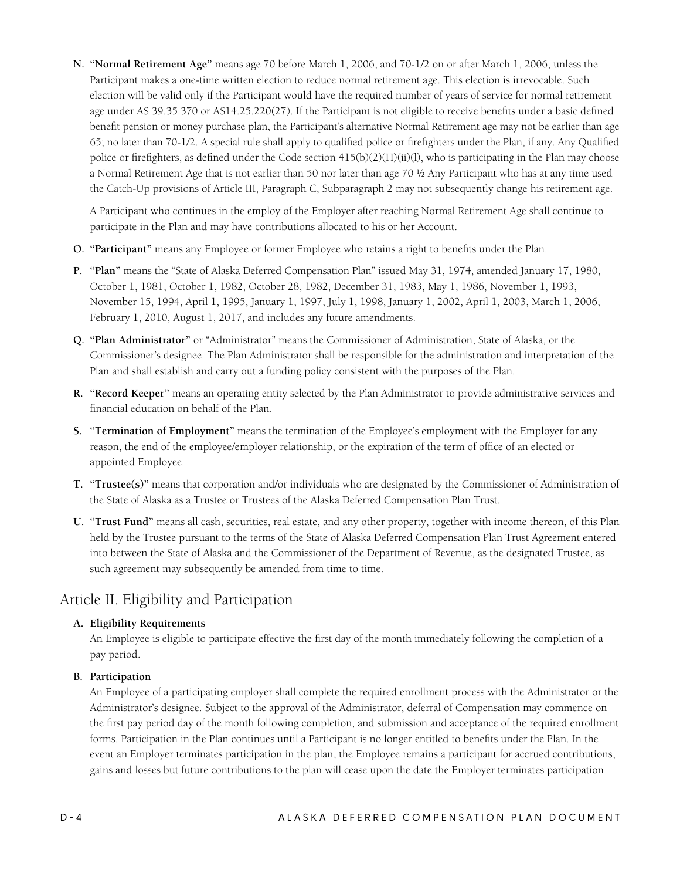**N. "Normal Retirement Age"** means age 70 before March 1, 2006, and 70-1/2 on or after March 1, 2006, unless the Participant makes a one-time written election to reduce normal retirement age. This election is irrevocable. Such election will be valid only if the Participant would have the required number of years of service for normal retirement age under AS 39.35.370 or AS14.25.220(27). If the Participant is not eligible to receive benefits under a basic defined benefit pension or money purchase plan, the Participant's alternative Normal Retirement age may not be earlier than age 65; no later than 70-1/2. A special rule shall apply to qualified police or firefighters under the Plan, if any. Any Qualified police or firefighters, as defined under the Code section 415(b)(2)(H)(ii)(l), who is participating in the Plan may choose a Normal Retirement Age that is not earlier than 50 nor later than age 70 ½ Any Participant who has at any time used the Catch-Up provisions of Article III, Paragraph C, Subparagraph 2 may not subsequently change his retirement age.

A Participant who continues in the employ of the Employer after reaching Normal Retirement Age shall continue to participate in the Plan and may have contributions allocated to his or her Account.

**O. "Participant"** means any Employee or former Employee who retains a right to benefits under the Plan.

**P. "Plan"** means the "State of Alaska Deferred Compensation Plan" issued May 31, 1974, amended January 17, 1980, October 1, 1981, October 1, 1982, October 28, 1982, December 31, 1983, May 1, 1986, November 1, 1993, November 15, 1994, April 1, 1995, January 1, 1997, July 1, 1998, January 1, 2002, April 1, 2003, March 1, 2006, February 1, 2010, August 1, 2017, and includes any future amendments.

**Q. "Plan Administrator"** or "Administrator" means the Commissioner of Administration, State of Alaska, or the Commissioner's designee. The Plan Administrator shall be responsible for the administration and interpretation of the Plan and shall establish and carry out a funding policy consistent with the purposes of the Plan.

**R. "Record Keeper"** means an operating entity selected by the Plan Administrator to provide administrative services and financial education on behalf of the Plan.

**S. "Termination of Employment"** means the termination of the Employee's employment with the Employer for any reason, the end of the employee/employer relationship, or the expiration of the term of office of an elected or appointed Employee.

**T. "Trustee(s)"** means that corporation and/or individuals who are designated by the Commissioner of Administration of the State of Alaska as a Trustee or Trustees of the Alaska Deferred Compensation Plan Trust.

**U. "Trust Fund"** means all cash, securities, real estate, and any other property, together with income thereon, of this Plan held by the Trustee pursuant to the terms of the State of Alaska Deferred Compensation Plan Trust Agreement entered into between the State of Alaska and the Commissioner of the Department of Revenue, as the designated Trustee, as such agreement may subsequently be amended from time to time.

## Article II. Eligibility and Participation

**A. Eligibility Requirements**

An Employee is eligible to participate effective the first day of the month immediately following the completion of a pay period.

**B. Participation**

An Employee of a participating employer shall complete the required enrollment process with the Administrator or the Administrator's designee. Subject to the approval of the Administrator, deferral of Compensation may commence on the first pay period day of the month following completion, and submission and acceptance of the required enrollment forms. Participation in the Plan continues until a Participant is no longer entitled to benefits under the Plan. In the event an Employer terminates participation in the plan, the Employee remains a participant for accrued contributions, gains and losses but future contributions to the plan will cease upon the date the Employer terminates participation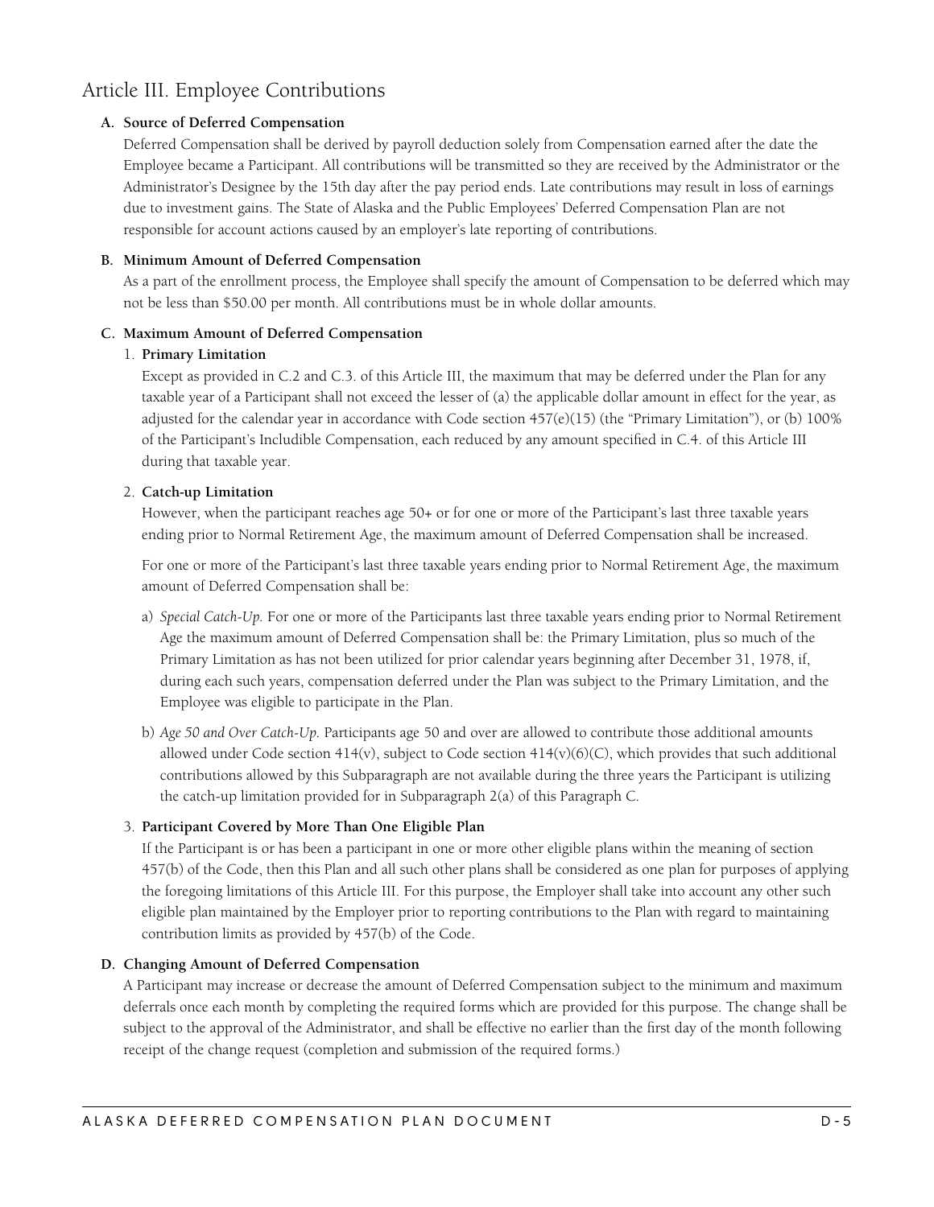## Article III. Employee Contributions

**A. Source of Deferred Compensation**

Deferred Compensation shall be derived by payroll deduction solely from Compensation earned after the date the Employee became a Participant. All contributions will be transmitted so they are received by the Administrator or the Administrator's Designee by the 15th day after the pay period ends. Late contributions may result in loss of earnings due to investment gains. The State of Alaska and the Public Employees' Deferred Compensation Plan are not responsible for account actions caused by an employer's late reporting of contributions.

**B. Minimum Amount of Deferred Compensation**

As a part of the enrollment process, the Employee shall specify the amount of Compensation to be deferred which may not be less than $50.00 per month. All contributions must be in whole dollar amounts.

**C. Maximum Amount of Deferred Compensation**

1. **Primary Limitation**

   Except as provided in C.2 and C.3. of this Article III, the maximum that may be deferred under the Plan for any taxable year of a Participant shall not exceed the lesser of (a) the applicable dollar amount in effect for the year, as adjusted for the calendar year in accordance with Code section 457(e)(15) (the "Primary Limitation"), or (b) 100% of the Participant's Includible Compensation, each reduced by any amount specified in C.4. of this Article III during that taxable year.

2. **Catch-up Limitation**

   However, when the participant reaches age 50+ or for one or more of the Participant's last three taxable years ending prior to Normal Retirement Age, the maximum amount of Deferred Compensation shall be increased.

   For one or more of the Participant's last three taxable years ending prior to Normal Retirement Age, the maximum amount of Deferred Compensation shall be:

   a) *Special Catch-Up.* For one or more of the Participants last three taxable years ending prior to Normal Retirement Age the maximum amount of Deferred Compensation shall be: the Primary Limitation, plus so much of the Primary Limitation as has not been utilized for prior calendar years beginning after December 31, 1978, if, during each such years, compensation deferred under the Plan was subject to the Primary Limitation, and the Employee was eligible to participate in the Plan.

   b) *Age 50 and Over Catch-Up.* Participants age 50 and over are allowed to contribute those additional amounts allowed under Code section 414(v), subject to Code section 414(v)(6)(C), which provides that such additional contributions allowed by this Subparagraph are not available during the three years the Participant is utilizing the catch-up limitation provided for in Subparagraph 2(a) of this Paragraph C.

3. **Participant Covered by More Than One Eligible Plan**

   If the Participant is or has been a participant in one or more other eligible plans within the meaning of section 457(b) of the Code, then this Plan and all such other plans shall be considered as one plan for purposes of applying the foregoing limitations of this Article III. For this purpose, the Employer shall take into account any other such eligible plan maintained by the Employer prior to reporting contributions to the Plan with regard to maintaining contribution limits as provided by 457(b) of the Code.

**D. Changing Amount of Deferred Compensation**

A Participant may increase or decrease the amount of Deferred Compensation subject to the minimum and maximum deferrals once each month by completing the required forms which are provided for this purpose. The change shall be subject to the approval of the Administrator, and shall be effective no earlier than the first day of the month following receipt of the change request (completion and submission of the required forms.)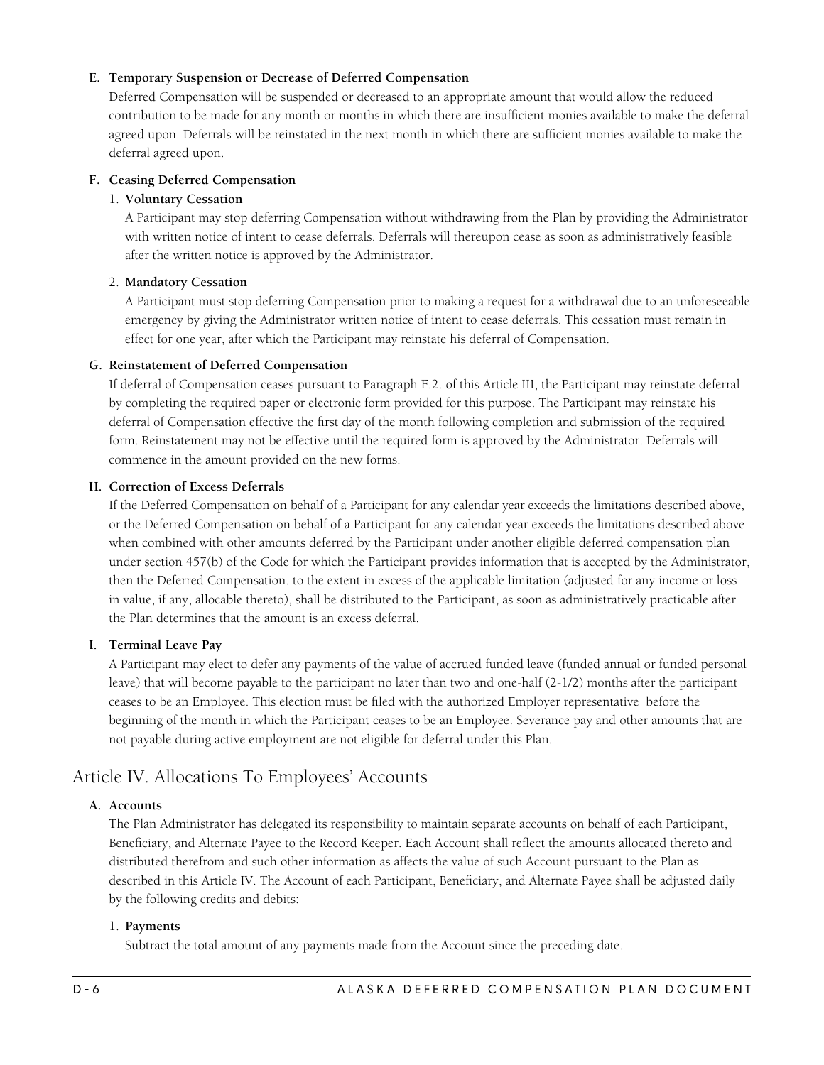**E. Temporary Suspension or Decrease of Deferred Compensation**

Deferred Compensation will be suspended or decreased to an appropriate amount that would allow the reduced contribution to be made for any month or months in which there are insufficient monies available to make the deferral agreed upon. Deferrals will be reinstated in the next month in which there are sufficient monies available to make the deferral agreed upon.

**F. Ceasing Deferred Compensation**

1. **Voluntary Cessation**

   A Participant may stop deferring Compensation without withdrawing from the Plan by providing the Administrator with written notice of intent to cease deferrals. Deferrals will thereupon cease as soon as administratively feasible after the written notice is approved by the Administrator.

2. **Mandatory Cessation**

   A Participant must stop deferring Compensation prior to making a request for a withdrawal due to an unforeseeable emergency by giving the Administrator written notice of intent to cease deferrals. This cessation must remain in effect for one year, after which the Participant may reinstate his deferral of Compensation.

**G. Reinstatement of Deferred Compensation**

If deferral of Compensation ceases pursuant to Paragraph F.2. of this Article III, the Participant may reinstate deferral by completing the required paper or electronic form provided for this purpose. The Participant may reinstate his deferral of Compensation effective the first day of the month following completion and submission of the required form. Reinstatement may not be effective until the required form is approved by the Administrator. Deferrals will commence in the amount provided on the new forms.

**H. Correction of Excess Deferrals**

If the Deferred Compensation on behalf of a Participant for any calendar year exceeds the limitations described above, or the Deferred Compensation on behalf of a Participant for any calendar year exceeds the limitations described above when combined with other amounts deferred by the Participant under another eligible deferred compensation plan under section 457(b) of the Code for which the Participant provides information that is accepted by the Administrator, then the Deferred Compensation, to the extent in excess of the applicable limitation (adjusted for any income or loss in value, if any, allocable thereto), shall be distributed to the Participant, as soon as administratively practicable after the Plan determines that the amount is an excess deferral.

**I. Terminal Leave Pay**

A Participant may elect to defer any payments of the value of accrued funded leave (funded annual or funded personal leave) that will become payable to the participant no later than two and one-half (2-1/2) months after the participant ceases to be an Employee. This election must be filed with the authorized Employer representative before the beginning of the month in which the Participant ceases to be an Employee. Severance pay and other amounts that are not payable during active employment are not eligible for deferral under this Plan.

## Article IV. Allocations To Employees' Accounts

**A. Accounts**

The Plan Administrator has delegated its responsibility to maintain separate accounts on behalf of each Participant, Beneficiary, and Alternate Payee to the Record Keeper. Each Account shall reflect the amounts allocated thereto and distributed therefrom and such other information as affects the value of such Account pursuant to the Plan as described in this Article IV. The Account of each Participant, Beneficiary, and Alternate Payee shall be adjusted daily by the following credits and debits:

1. **Payments**

   Subtract the total amount of any payments made from the Account since the preceding date.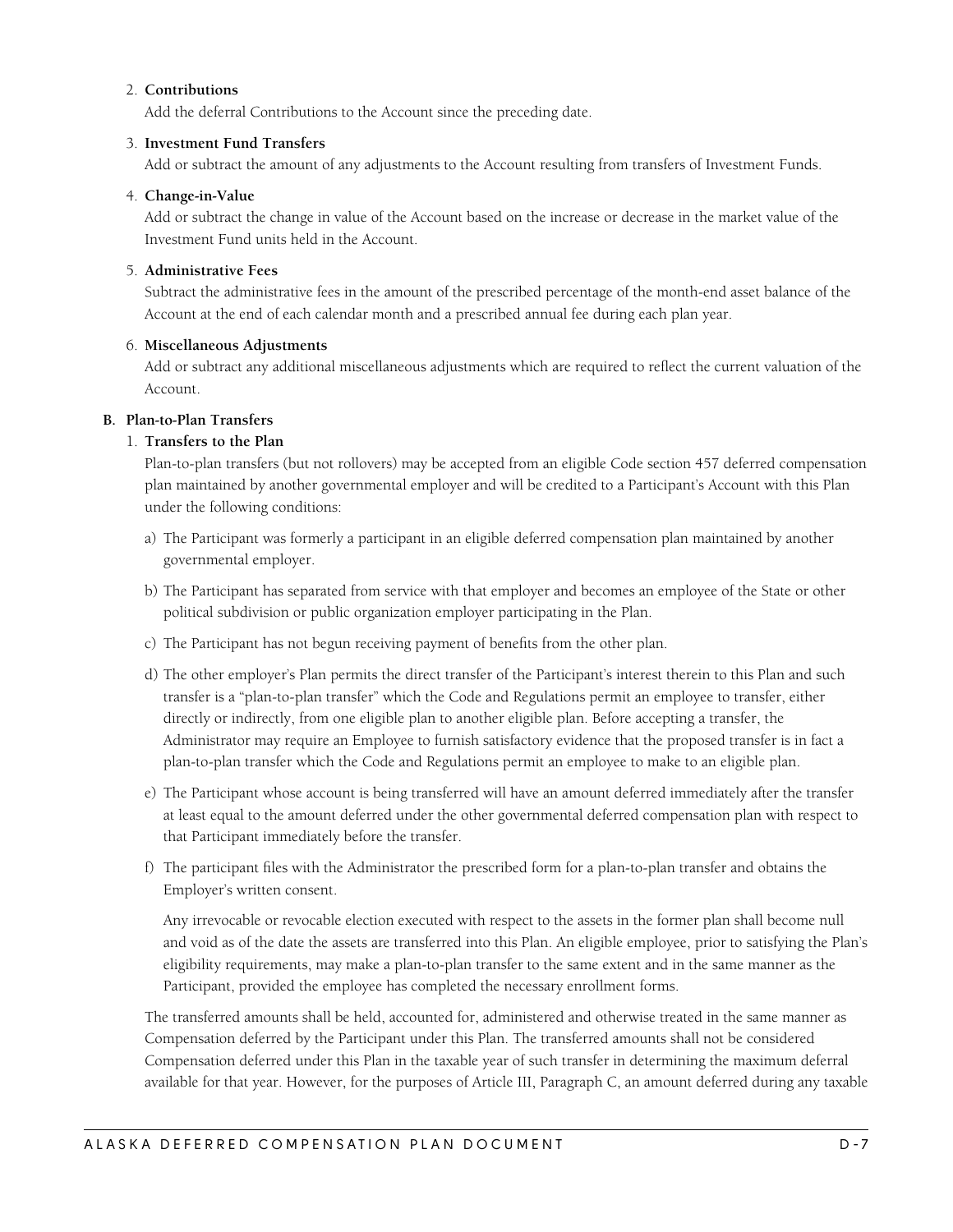2. **Contributions**

   Add the deferral Contributions to the Account since the preceding date.

3. **Investment Fund Transfers**

   Add or subtract the amount of any adjustments to the Account resulting from transfers of Investment Funds.

4. **Change-in-Value**

   Add or subtract the change in value of the Account based on the increase or decrease in the market value of the Investment Fund units held in the Account.

5. **Administrative Fees**

   Subtract the administrative fees in the amount of the prescribed percentage of the month-end asset balance of the Account at the end of each calendar month and a prescribed annual fee during each plan year.

6. **Miscellaneous Adjustments**

   Add or subtract any additional miscellaneous adjustments which are required to reflect the current valuation of the Account.

**B. Plan-to-Plan Transfers**

1. **Transfers to the Plan**

   Plan-to-plan transfers (but not rollovers) may be accepted from an eligible Code section 457 deferred compensation plan maintained by another governmental employer and will be credited to a Participant's Account with this Plan under the following conditions:

   a) The Participant was formerly a participant in an eligible deferred compensation plan maintained by another governmental employer.

   b) The Participant has separated from service with that employer and becomes an employee of the State or other political subdivision or public organization employer participating in the Plan.

   c) The Participant has not begun receiving payment of benefits from the other plan.

   d) The other employer's Plan permits the direct transfer of the Participant's interest therein to this Plan and such transfer is a "plan-to-plan transfer" which the Code and Regulations permit an employee to transfer, either directly or indirectly, from one eligible plan to another eligible plan. Before accepting a transfer, the Administrator may require an Employee to furnish satisfactory evidence that the proposed transfer is in fact a plan-to-plan transfer which the Code and Regulations permit an employee to make to an eligible plan.

   e) The Participant whose account is being transferred will have an amount deferred immediately after the transfer at least equal to the amount deferred under the other governmental deferred compensation plan with respect to that Participant immediately before the transfer.

   f) The participant files with the Administrator the prescribed form for a plan-to-plan transfer and obtains the Employer's written consent.

      Any irrevocable or revocable election executed with respect to the assets in the former plan shall become null and void as of the date the assets are transferred into this Plan. An eligible employee, prior to satisfying the Plan's eligibility requirements, may make a plan-to-plan transfer to the same extent and in the same manner as the Participant, provided the employee has completed the necessary enrollment forms.

   The transferred amounts shall be held, accounted for, administered and otherwise treated in the same manner as Compensation deferred by the Participant under this Plan. The transferred amounts shall not be considered Compensation deferred under this Plan in the taxable year of such transfer in determining the maximum deferral available for that year. However, for the purposes of Article III, Paragraph C, an amount deferred during any taxable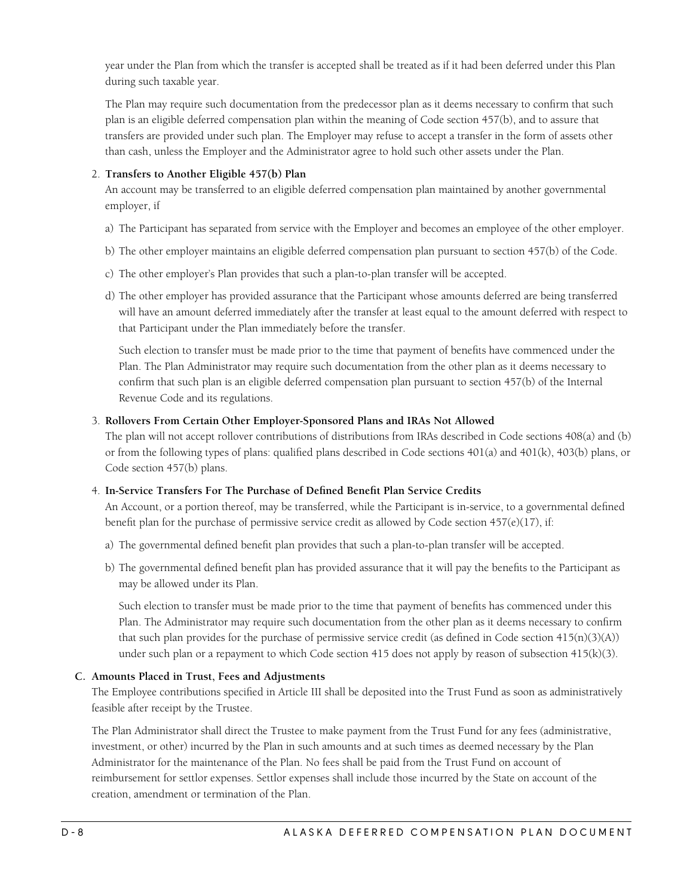year under the Plan from which the transfer is accepted shall be treated as if it had been deferred under this Plan during such taxable year.

The Plan may require such documentation from the predecessor plan as it deems necessary to confirm that such plan is an eligible deferred compensation plan within the meaning of Code section 457(b), and to assure that transfers are provided under such plan. The Employer may refuse to accept a transfer in the form of assets other than cash, unless the Employer and the Administrator agree to hold such other assets under the Plan.

2. **Transfers to Another Eligible 457(b) Plan**

   An account may be transferred to an eligible deferred compensation plan maintained by another governmental employer, if

   a) The Participant has separated from service with the Employer and becomes an employee of the other employer.

   b) The other employer maintains an eligible deferred compensation plan pursuant to section 457(b) of the Code.

   c) The other employer's Plan provides that such a plan-to-plan transfer will be accepted.

   d) The other employer has provided assurance that the Participant whose amounts deferred are being transferred will have an amount deferred immediately after the transfer at least equal to the amount deferred with respect to that Participant under the Plan immediately before the transfer.

   Such election to transfer must be made prior to the time that payment of benefits have commenced under the Plan. The Plan Administrator may require such documentation from the other plan as it deems necessary to confirm that such plan is an eligible deferred compensation plan pursuant to section 457(b) of the Internal Revenue Code and its regulations.

3. **Rollovers From Certain Other Employer-Sponsored Plans and IRAs Not Allowed**

   The plan will not accept rollover contributions of distributions from IRAs described in Code sections 408(a) and (b) or from the following types of plans: qualified plans described in Code sections 401(a) and 401(k), 403(b) plans, or Code section 457(b) plans.

4. **In-Service Transfers For The Purchase of Defined Benefit Plan Service Credits**

   An Account, or a portion thereof, may be transferred, while the Participant is in-service, to a governmental defined benefit plan for the purchase of permissive service credit as allowed by Code section 457(e)(17), if:

   a) The governmental defined benefit plan provides that such a plan-to-plan transfer will be accepted.

   b) The governmental defined benefit plan has provided assurance that it will pay the benefits to the Participant as may be allowed under its Plan.

   Such election to transfer must be made prior to the time that payment of benefits has commenced under this Plan. The Administrator may require such documentation from the other plan as it deems necessary to confirm that such plan provides for the purchase of permissive service credit (as defined in Code section 415(n)(3)(A)) under such plan or a repayment to which Code section 415 does not apply by reason of subsection 415(k)(3).

**C. Amounts Placed in Trust, Fees and Adjustments**

The Employee contributions specified in Article III shall be deposited into the Trust Fund as soon as administratively feasible after receipt by the Trustee.

The Plan Administrator shall direct the Trustee to make payment from the Trust Fund for any fees (administrative, investment, or other) incurred by the Plan in such amounts and at such times as deemed necessary by the Plan Administrator for the maintenance of the Plan. No fees shall be paid from the Trust Fund on account of reimbursement for settlor expenses. Settlor expenses shall include those incurred by the State on account of the creation, amendment or termination of the Plan.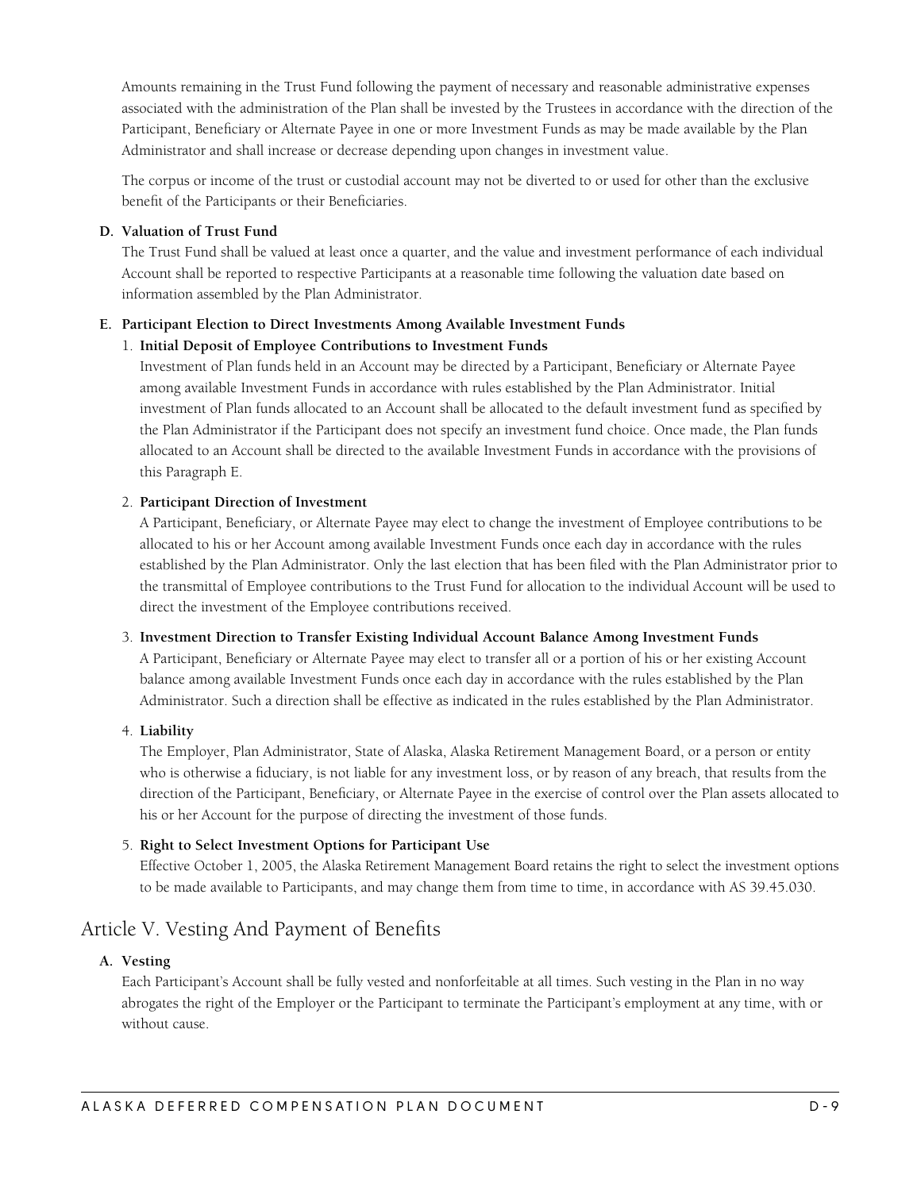Amounts remaining in the Trust Fund following the payment of necessary and reasonable administrative expenses associated with the administration of the Plan shall be invested by the Trustees in accordance with the direction of the Participant, Beneficiary or Alternate Payee in one or more Investment Funds as may be made available by the Plan Administrator and shall increase or decrease depending upon changes in investment value.

The corpus or income of the trust or custodial account may not be diverted to or used for other than the exclusive benefit of the Participants or their Beneficiaries.

**D. Valuation of Trust Fund**

The Trust Fund shall be valued at least once a quarter, and the value and investment performance of each individual Account shall be reported to respective Participants at a reasonable time following the valuation date based on information assembled by the Plan Administrator.

**E. Participant Election to Direct Investments Among Available Investment Funds**

1. **Initial Deposit of Employee Contributions to Investment Funds**

   Investment of Plan funds held in an Account may be directed by a Participant, Beneficiary or Alternate Payee among available Investment Funds in accordance with rules established by the Plan Administrator. Initial investment of Plan funds allocated to an Account shall be allocated to the default investment fund as specified by the Plan Administrator if the Participant does not specify an investment fund choice. Once made, the Plan funds allocated to an Account shall be directed to the available Investment Funds in accordance with the provisions of this Paragraph E.

2. **Participant Direction of Investment**

   A Participant, Beneficiary, or Alternate Payee may elect to change the investment of Employee contributions to be allocated to his or her Account among available Investment Funds once each day in accordance with the rules established by the Plan Administrator. Only the last election that has been filed with the Plan Administrator prior to the transmittal of Employee contributions to the Trust Fund for allocation to the individual Account will be used to direct the investment of the Employee contributions received.

3. **Investment Direction to Transfer Existing Individual Account Balance Among Investment Funds**

   A Participant, Beneficiary or Alternate Payee may elect to transfer all or a portion of his or her existing Account balance among available Investment Funds once each day in accordance with the rules established by the Plan Administrator. Such a direction shall be effective as indicated in the rules established by the Plan Administrator.

4. **Liability**

   The Employer, Plan Administrator, State of Alaska, Alaska Retirement Management Board, or a person or entity who is otherwise a fiduciary, is not liable for any investment loss, or by reason of any breach, that results from the direction of the Participant, Beneficiary, or Alternate Payee in the exercise of control over the Plan assets allocated to his or her Account for the purpose of directing the investment of those funds.

5. **Right to Select Investment Options for Participant Use**

   Effective October 1, 2005, the Alaska Retirement Management Board retains the right to select the investment options to be made available to Participants, and may change them from time to time, in accordance with AS 39.45.030.

## Article V. Vesting And Payment of Benefits

**A. Vesting**

Each Participant's Account shall be fully vested and nonforfeitable at all times. Such vesting in the Plan in no way abrogates the right of the Employer or the Participant to terminate the Participant's employment at any time, with or without cause.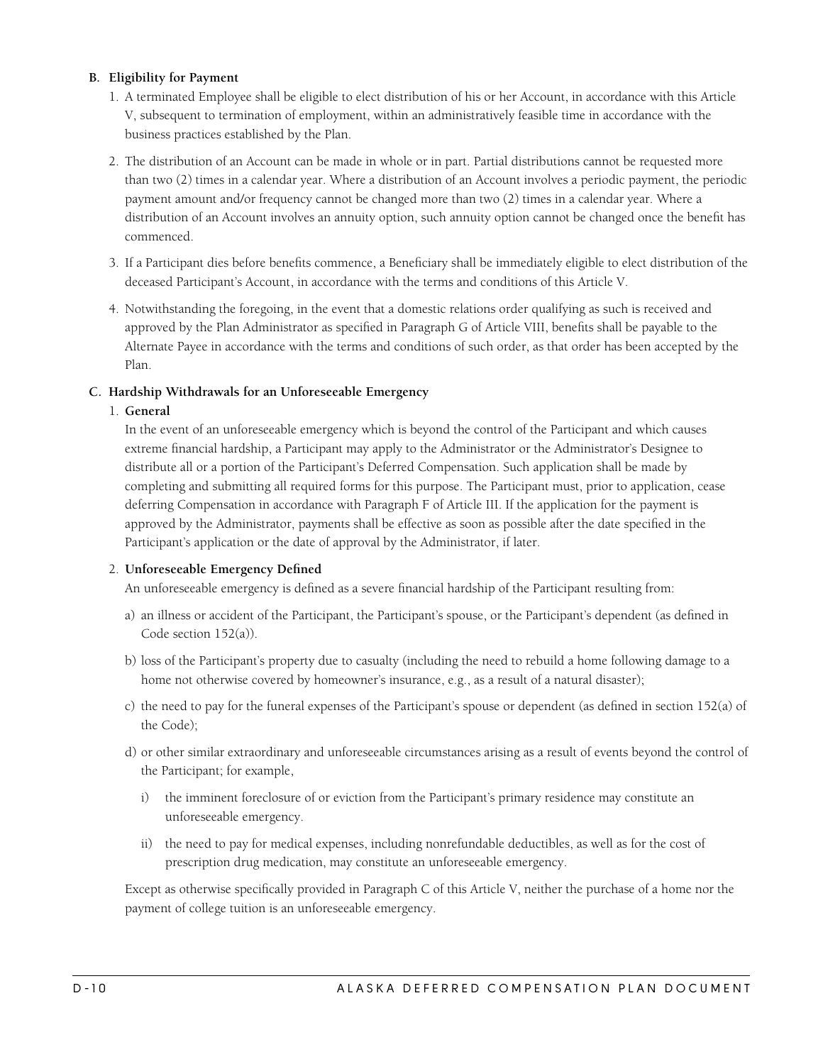### B. Eligibility for Payment

1. A terminated Employee shall be eligible to elect distribution of his or her Account, in accordance with this Article V, subsequent to termination of employment, within an administratively feasible time in accordance with the business practices established by the Plan.
2. The distribution of an Account can be made in whole or in part. Partial distributions cannot be requested more than two (2) times in a calendar year. Where a distribution of an Account involves a periodic payment, the periodic payment amount and/or frequency cannot be changed more than two (2) times in a calendar year. Where a distribution of an Account involves an annuity option, such annuity option cannot be changed once the benefit has commenced.
3. If a Participant dies before benefits commence, a Beneficiary shall be immediately eligible to elect distribution of the deceased Participant's Account, in accordance with the terms and conditions of this Article V.
4. Notwithstanding the foregoing, in the event that a domestic relations order qualifying as such is received and approved by the Plan Administrator as specified in Paragraph G of Article VIII, benefits shall be payable to the Alternate Payee in accordance with the terms and conditions of such order, as that order has been accepted by the Plan.

### C. Hardship Withdrawals for an Unforeseeable Emergency

1. **General**

   In the event of an unforeseeable emergency which is beyond the control of the Participant and which causes extreme financial hardship, a Participant may apply to the Administrator or the Administrator's Designee to distribute all or a portion of the Participant's Deferred Compensation. Such application shall be made by completing and submitting all required forms for this purpose. The Participant must, prior to application, cease deferring Compensation in accordance with Paragraph F of Article III. If the application for the payment is approved by the Administrator, payments shall be effective as soon as possible after the date specified in the Participant's application or the date of approval by the Administrator, if later.

2. **Unforeseeable Emergency Defined**

   An unforeseeable emergency is defined as a severe financial hardship of the Participant resulting from:

   a) an illness or accident of the Participant, the Participant's spouse, or the Participant's dependent (as defined in Code section 152(a)).

   b) loss of the Participant's property due to casualty (including the need to rebuild a home following damage to a home not otherwise covered by homeowner's insurance, e.g., as a result of a natural disaster);

   c) the need to pay for the funeral expenses of the Participant's spouse or dependent (as defined in section 152(a) of the Code);

   d) or other similar extraordinary and unforeseeable circumstances arising as a result of events beyond the control of the Participant; for example,

      i) the imminent foreclosure of or eviction from the Participant's primary residence may constitute an unforeseeable emergency.

      ii) the need to pay for medical expenses, including nonrefundable deductibles, as well as for the cost of prescription drug medication, may constitute an unforeseeable emergency.

   Except as otherwise specifically provided in Paragraph C of this Article V, neither the purchase of a home nor the payment of college tuition is an unforeseeable emergency.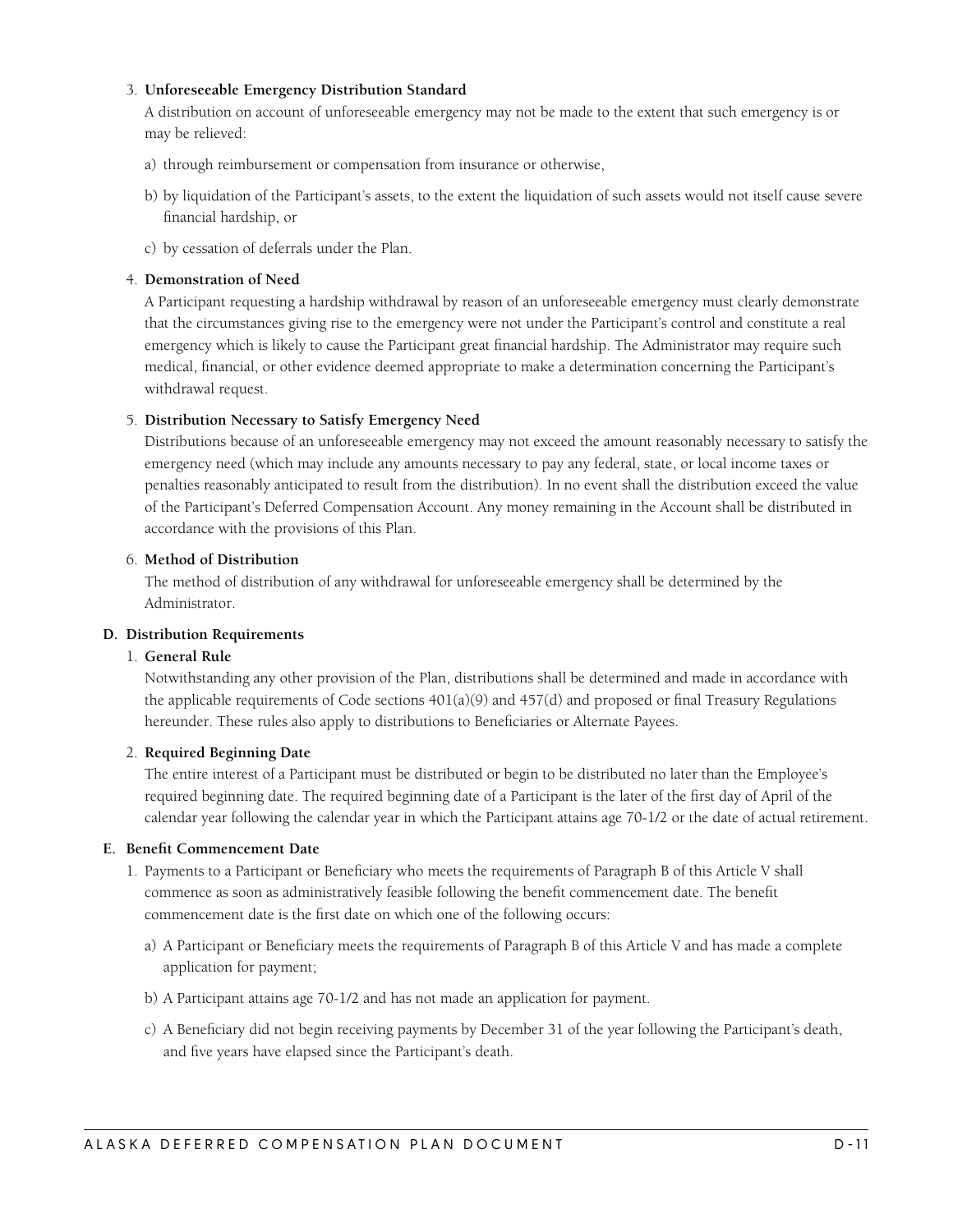3. **Unforeseeable Emergency Distribution Standard**

   A distribution on account of unforeseeable emergency may not be made to the extent that such emergency is or may be relieved:

   a) through reimbursement or compensation from insurance or otherwise,

   b) by liquidation of the Participant's assets, to the extent the liquidation of such assets would not itself cause severe financial hardship, or

   c) by cessation of deferrals under the Plan.

4. **Demonstration of Need**

   A Participant requesting a hardship withdrawal by reason of an unforeseeable emergency must clearly demonstrate that the circumstances giving rise to the emergency were not under the Participant's control and constitute a real emergency which is likely to cause the Participant great financial hardship. The Administrator may require such medical, financial, or other evidence deemed appropriate to make a determination concerning the Participant's withdrawal request.

5. **Distribution Necessary to Satisfy Emergency Need**

   Distributions because of an unforeseeable emergency may not exceed the amount reasonably necessary to satisfy the emergency need (which may include any amounts necessary to pay any federal, state, or local income taxes or penalties reasonably anticipated to result from the distribution). In no event shall the distribution exceed the value of the Participant's Deferred Compensation Account. Any money remaining in the Account shall be distributed in accordance with the provisions of this Plan.

6. **Method of Distribution**

   The method of distribution of any withdrawal for unforeseeable emergency shall be determined by the Administrator.

**D. Distribution Requirements**

1. **General Rule**

   Notwithstanding any other provision of the Plan, distributions shall be determined and made in accordance with the applicable requirements of Code sections 401(a)(9) and 457(d) and proposed or final Treasury Regulations hereunder. These rules also apply to distributions to Beneficiaries or Alternate Payees.

2. **Required Beginning Date**

   The entire interest of a Participant must be distributed or begin to be distributed no later than the Employee's required beginning date. The required beginning date of a Participant is the later of the first day of April of the calendar year following the calendar year in which the Participant attains age 70-1/2 or the date of actual retirement.

**E. Benefit Commencement Date**

1. Payments to a Participant or Beneficiary who meets the requirements of Paragraph B of this Article V shall commence as soon as administratively feasible following the benefit commencement date. The benefit commencement date is the first date on which one of the following occurs:

   a) A Participant or Beneficiary meets the requirements of Paragraph B of this Article V and has made a complete application for payment;

   b) A Participant attains age 70-1/2 and has not made an application for payment.

   c) A Beneficiary did not begin receiving payments by December 31 of the year following the Participant's death, and five years have elapsed since the Participant's death.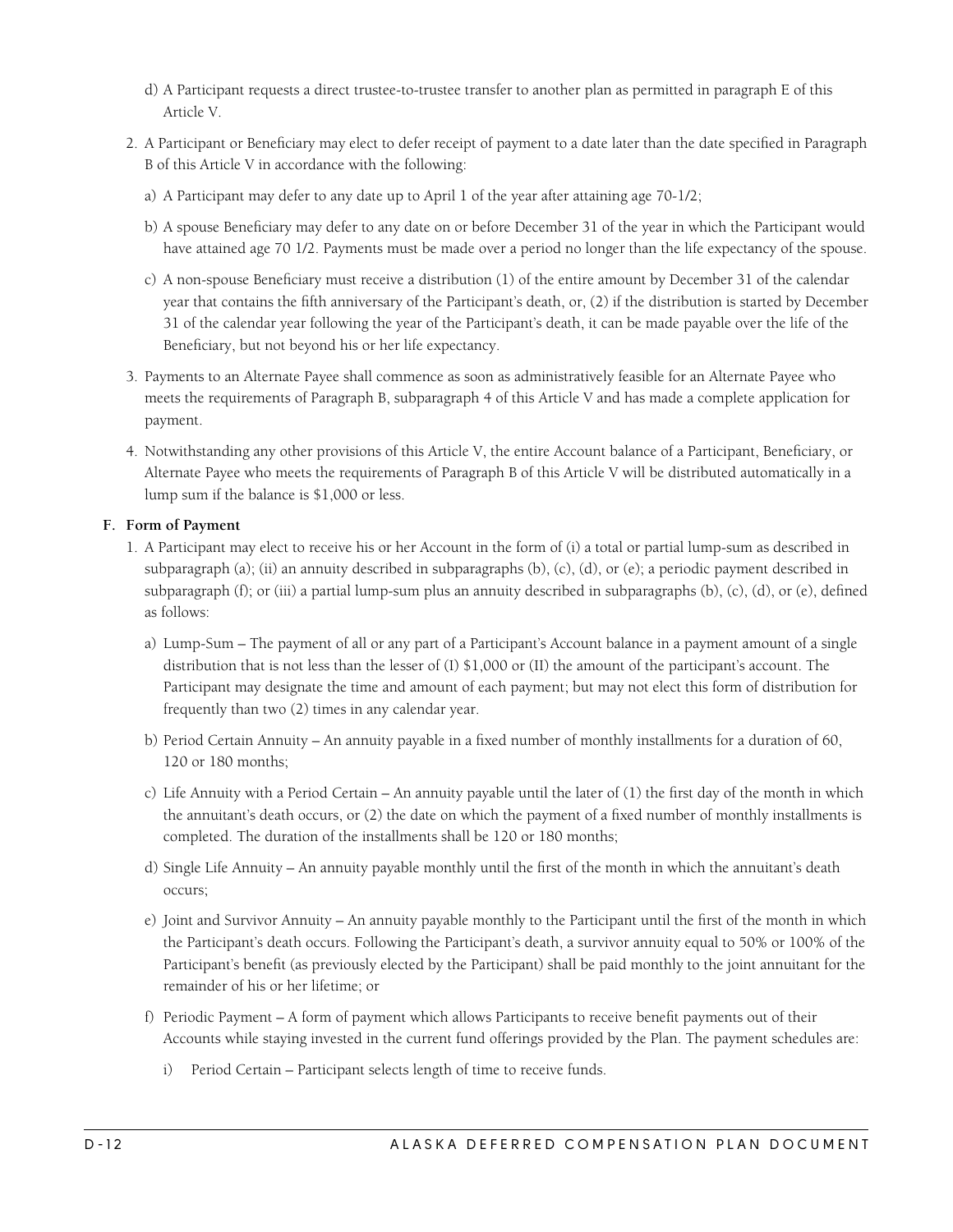d) A Participant requests a direct trustee-to-trustee transfer to another plan as permitted in paragraph E of this Article V.

2. A Participant or Beneficiary may elect to defer receipt of payment to a date later than the date specified in Paragraph B of this Article V in accordance with the following:

   a) A Participant may defer to any date up to April 1 of the year after attaining age 70-1/2;

   b) A spouse Beneficiary may defer to any date on or before December 31 of the year in which the Participant would have attained age 70 1/2. Payments must be made over a period no longer than the life expectancy of the spouse.

   c) A non-spouse Beneficiary must receive a distribution (1) of the entire amount by December 31 of the calendar year that contains the fifth anniversary of the Participant's death, or, (2) if the distribution is started by December 31 of the calendar year following the year of the Participant's death, it can be made payable over the life of the Beneficiary, but not beyond his or her life expectancy.

3. Payments to an Alternate Payee shall commence as soon as administratively feasible for an Alternate Payee who meets the requirements of Paragraph B, subparagraph 4 of this Article V and has made a complete application for payment.

4. Notwithstanding any other provisions of this Article V, the entire Account balance of a Participant, Beneficiary, or Alternate Payee who meets the requirements of Paragraph B of this Article V will be distributed automatically in a lump sum if the balance is $1,000 or less.

**F. Form of Payment**

1. A Participant may elect to receive his or her Account in the form of (i) a total or partial lump-sum as described in subparagraph (a); (ii) an annuity described in subparagraphs (b), (c), (d), or (e); a periodic payment described in subparagraph (f); or (iii) a partial lump-sum plus an annuity described in subparagraphs (b), (c), (d), or (e), defined as follows:

   a) Lump-Sum – The payment of all or any part of a Participant's Account balance in a payment amount of a single distribution that is not less than the lesser of (I) $1,000 or (II) the amount of the participant's account. The Participant may designate the time and amount of each payment; but may not elect this form of distribution for frequently than two (2) times in any calendar year.

   b) Period Certain Annuity – An annuity payable in a fixed number of monthly installments for a duration of 60, 120 or 180 months;

   c) Life Annuity with a Period Certain – An annuity payable until the later of (1) the first day of the month in which the annuitant's death occurs, or (2) the date on which the payment of a fixed number of monthly installments is completed. The duration of the installments shall be 120 or 180 months;

   d) Single Life Annuity – An annuity payable monthly until the first of the month in which the annuitant's death occurs;

   e) Joint and Survivor Annuity – An annuity payable monthly to the Participant until the first of the month in which the Participant's death occurs. Following the Participant's death, a survivor annuity equal to 50% or 100% of the Participant's benefit (as previously elected by the Participant) shall be paid monthly to the joint annuitant for the remainder of his or her lifetime; or

   f) Periodic Payment – A form of payment which allows Participants to receive benefit payments out of their Accounts while staying invested in the current fund offerings provided by the Plan. The payment schedules are:

      i) Period Certain – Participant selects length of time to receive funds.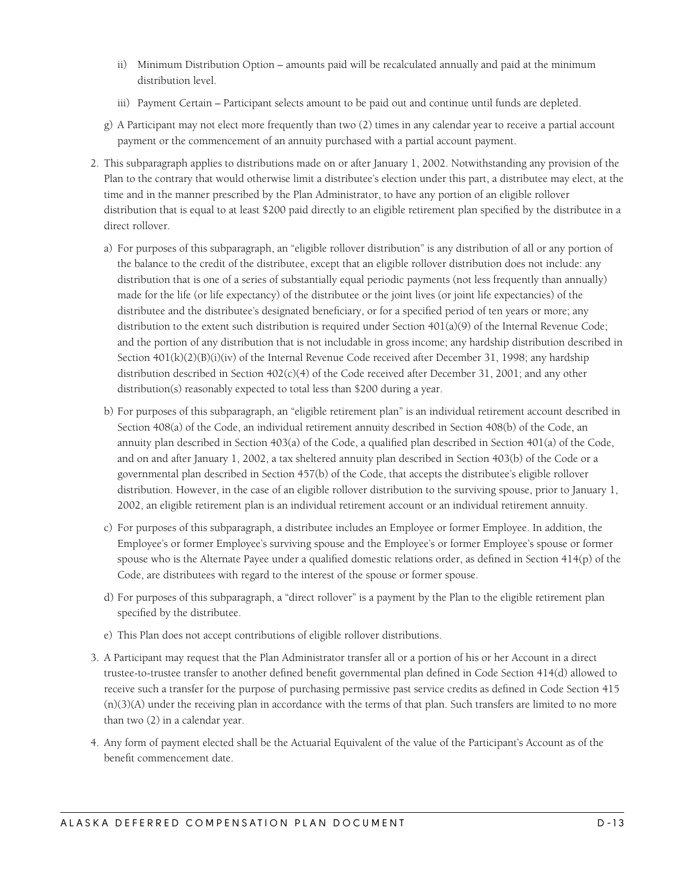ii) Minimum Distribution Option – amounts paid will be recalculated annually and paid at the minimum distribution level.

iii) Payment Certain – Participant selects amount to be paid out and continue until funds are depleted.

g) A Participant may not elect more frequently than two (2) times in any calendar year to receive a partial account payment or the commencement of an annuity purchased with a partial account payment.

2. This subparagraph applies to distributions made on or after January 1, 2002. Notwithstanding any provision of the Plan to the contrary that would otherwise limit a distributee's election under this part, a distributee may elect, at the time and in the manner prescribed by the Plan Administrator, to have any portion of an eligible rollover distribution that is equal to at least $200 paid directly to an eligible retirement plan specified by the distributee in a direct rollover.

   a) For purposes of this subparagraph, an "eligible rollover distribution" is any distribution of all or any portion of the balance to the credit of the distributee, except that an eligible rollover distribution does not include: any distribution that is one of a series of substantially equal periodic payments (not less frequently than annually) made for the life (or life expectancy) of the distributee or the joint lives (or joint life expectancies) of the distributee and the distributee's designated beneficiary, or for a specified period of ten years or more; any distribution to the extent such distribution is required under Section 401(a)(9) of the Internal Revenue Code; and the portion of any distribution that is not includable in gross income; any hardship distribution described in Section 401(k)(2)(B)(i)(iv) of the Internal Revenue Code received after December 31, 1998; any hardship distribution described in Section 402(c)(4) of the Code received after December 31, 2001; and any other distribution(s) reasonably expected to total less than $200 during a year.

   b) For purposes of this subparagraph, an "eligible retirement plan" is an individual retirement account described in Section 408(a) of the Code, an individual retirement annuity described in Section 408(b) of the Code, an annuity plan described in Section 403(a) of the Code, a qualified plan described in Section 401(a) of the Code, and on and after January 1, 2002, a tax sheltered annuity plan described in Section 403(b) of the Code or a governmental plan described in Section 457(b) of the Code, that accepts the distributee's eligible rollover distribution. However, in the case of an eligible rollover distribution to the surviving spouse, prior to January 1, 2002, an eligible retirement plan is an individual retirement account or an individual retirement annuity.

   c) For purposes of this subparagraph, a distributee includes an Employee or former Employee. In addition, the Employee's or former Employee's surviving spouse and the Employee's or former Employee's spouse or former spouse who is the Alternate Payee under a qualified domestic relations order, as defined in Section 414(p) of the Code, are distributees with regard to the interest of the spouse or former spouse.

   d) For purposes of this subparagraph, a "direct rollover" is a payment by the Plan to the eligible retirement plan specified by the distributee.

   e) This Plan does not accept contributions of eligible rollover distributions.

3. A Participant may request that the Plan Administrator transfer all or a portion of his or her Account in a direct trustee-to-trustee transfer to another defined benefit governmental plan defined in Code Section 414(d) allowed to receive such a transfer for the purpose of purchasing permissive past service credits as defined in Code Section 415 (n)(3)(A) under the receiving plan in accordance with the terms of that plan. Such transfers are limited to no more than two (2) in a calendar year.

4. Any form of payment elected shall be the Actuarial Equivalent of the value of the Participant's Account as of the benefit commencement date.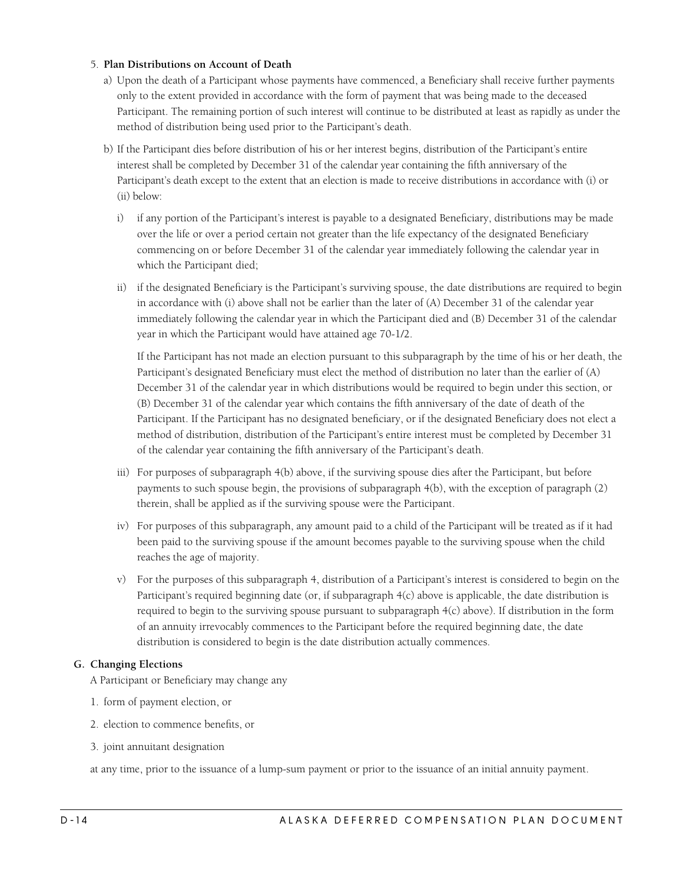5. **Plan Distributions on Account of Death**

   a) Upon the death of a Participant whose payments have commenced, a Beneficiary shall receive further payments only to the extent provided in accordance with the form of payment that was being made to the deceased Participant. The remaining portion of such interest will continue to be distributed at least as rapidly as under the method of distribution being used prior to the Participant's death.

   b) If the Participant dies before distribution of his or her interest begins, distribution of the Participant's entire interest shall be completed by December 31 of the calendar year containing the fifth anniversary of the Participant's death except to the extent that an election is made to receive distributions in accordance with (i) or (ii) below:

      i) if any portion of the Participant's interest is payable to a designated Beneficiary, distributions may be made over the life or over a period certain not greater than the life expectancy of the designated Beneficiary commencing on or before December 31 of the calendar year immediately following the calendar year in which the Participant died;

      ii) if the designated Beneficiary is the Participant's surviving spouse, the date distributions are required to begin in accordance with (i) above shall not be earlier than the later of (A) December 31 of the calendar year immediately following the calendar year in which the Participant died and (B) December 31 of the calendar year in which the Participant would have attained age 70-1/2.

      If the Participant has not made an election pursuant to this subparagraph by the time of his or her death, the Participant's designated Beneficiary must elect the method of distribution no later than the earlier of (A) December 31 of the calendar year in which distributions would be required to begin under this section, or (B) December 31 of the calendar year which contains the fifth anniversary of the date of death of the Participant. If the Participant has no designated beneficiary, or if the designated Beneficiary does not elect a method of distribution, distribution of the Participant's entire interest must be completed by December 31 of the calendar year containing the fifth anniversary of the Participant's death.

      iii) For purposes of subparagraph 4(b) above, if the surviving spouse dies after the Participant, but before payments to such spouse begin, the provisions of subparagraph 4(b), with the exception of paragraph (2) therein, shall be applied as if the surviving spouse were the Participant.

      iv) For purposes of this subparagraph, any amount paid to a child of the Participant will be treated as if it had been paid to the surviving spouse if the amount becomes payable to the surviving spouse when the child reaches the age of majority.

      v) For the purposes of this subparagraph 4, distribution of a Participant's interest is considered to begin on the Participant's required beginning date (or, if subparagraph 4(c) above is applicable, the date distribution is required to begin to the surviving spouse pursuant to subparagraph 4(c) above). If distribution in the form of an annuity irrevocably commences to the Participant before the required beginning date, the date distribution is considered to begin is the date distribution actually commences.

### G. Changing Elections

A Participant or Beneficiary may change any

1. form of payment election, or
2. election to commence benefits, or
3. joint annuitant designation

at any time, prior to the issuance of a lump-sum payment or prior to the issuance of an initial annuity payment.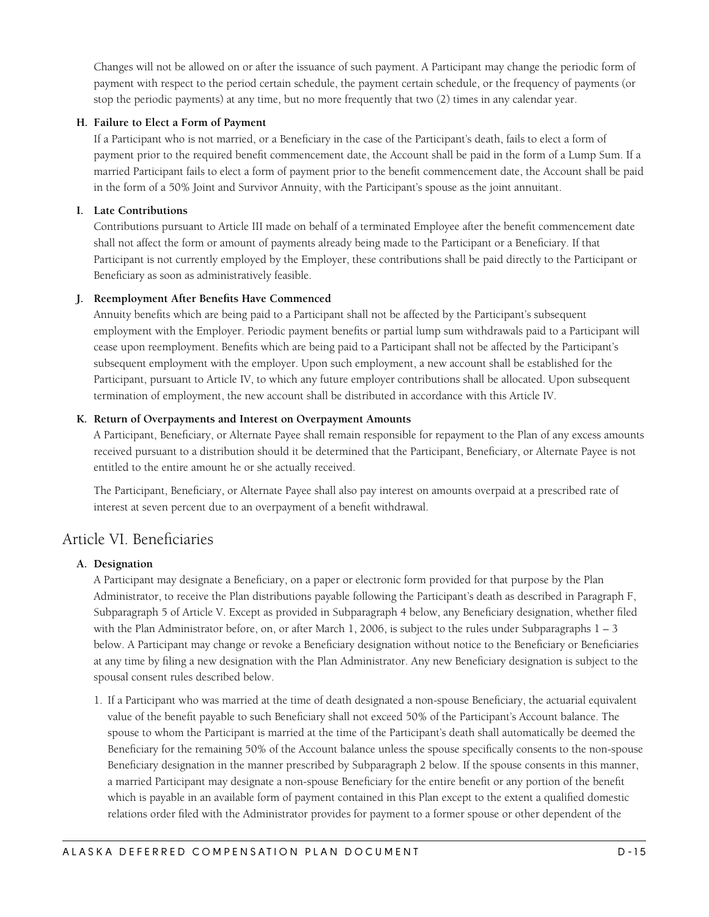Changes will not be allowed on or after the issuance of such payment. A Participant may change the periodic form of payment with respect to the period certain schedule, the payment certain schedule, or the frequency of payments (or stop the periodic payments) at any time, but no more frequently that two (2) times in any calendar year.

**H. Failure to Elect a Form of Payment**

If a Participant who is not married, or a Beneficiary in the case of the Participant's death, fails to elect a form of payment prior to the required benefit commencement date, the Account shall be paid in the form of a Lump Sum. If a married Participant fails to elect a form of payment prior to the benefit commencement date, the Account shall be paid in the form of a 50% Joint and Survivor Annuity, with the Participant's spouse as the joint annuitant.

**I. Late Contributions**

Contributions pursuant to Article III made on behalf of a terminated Employee after the benefit commencement date shall not affect the form or amount of payments already being made to the Participant or a Beneficiary. If that Participant is not currently employed by the Employer, these contributions shall be paid directly to the Participant or Beneficiary as soon as administratively feasible.

**J. Reemployment After Benefits Have Commenced**

Annuity benefits which are being paid to a Participant shall not be affected by the Participant's subsequent employment with the Employer. Periodic payment benefits or partial lump sum withdrawals paid to a Participant will cease upon reemployment. Benefits which are being paid to a Participant shall not be affected by the Participant's subsequent employment with the employer. Upon such employment, a new account shall be established for the Participant, pursuant to Article IV, to which any future employer contributions shall be allocated. Upon subsequent termination of employment, the new account shall be distributed in accordance with this Article IV.

**K. Return of Overpayments and Interest on Overpayment Amounts**

A Participant, Beneficiary, or Alternate Payee shall remain responsible for repayment to the Plan of any excess amounts received pursuant to a distribution should it be determined that the Participant, Beneficiary, or Alternate Payee is not entitled to the entire amount he or she actually received.

The Participant, Beneficiary, or Alternate Payee shall also pay interest on amounts overpaid at a prescribed rate of interest at seven percent due to an overpayment of a benefit withdrawal.

## Article VI. Beneficiaries

**A. Designation**

A Participant may designate a Beneficiary, on a paper or electronic form provided for that purpose by the Plan Administrator, to receive the Plan distributions payable following the Participant's death as described in Paragraph F, Subparagraph 5 of Article V. Except as provided in Subparagraph 4 below, any Beneficiary designation, whether filed with the Plan Administrator before, on, or after March 1, 2006, is subject to the rules under Subparagraphs 1 – 3 below. A Participant may change or revoke a Beneficiary designation without notice to the Beneficiary or Beneficiaries at any time by filing a new designation with the Plan Administrator. Any new Beneficiary designation is subject to the spousal consent rules described below.

1. If a Participant who was married at the time of death designated a non-spouse Beneficiary, the actuarial equivalent value of the benefit payable to such Beneficiary shall not exceed 50% of the Participant's Account balance. The spouse to whom the Participant is married at the time of the Participant's death shall automatically be deemed the Beneficiary for the remaining 50% of the Account balance unless the spouse specifically consents to the non-spouse Beneficiary designation in the manner prescribed by Subparagraph 2 below. If the spouse consents in this manner, a married Participant may designate a non-spouse Beneficiary for the entire benefit or any portion of the benefit which is payable in an available form of payment contained in this Plan except to the extent a qualified domestic relations order filed with the Administrator provides for payment to a former spouse or other dependent of the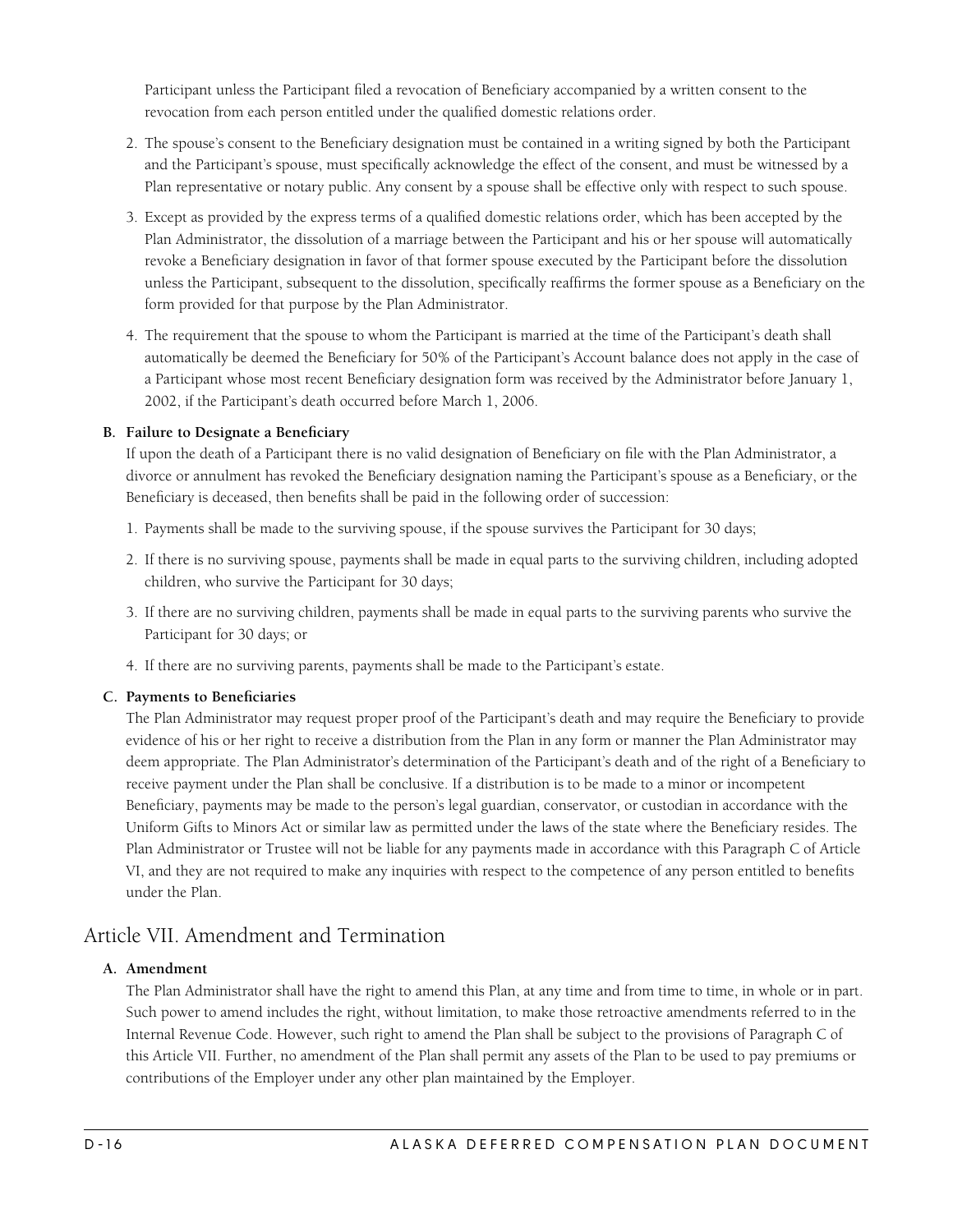Participant unless the Participant filed a revocation of Beneficiary accompanied by a written consent to the revocation from each person entitled under the qualified domestic relations order.

2. The spouse's consent to the Beneficiary designation must be contained in a writing signed by both the Participant and the Participant's spouse, must specifically acknowledge the effect of the consent, and must be witnessed by a Plan representative or notary public. Any consent by a spouse shall be effective only with respect to such spouse.

3. Except as provided by the express terms of a qualified domestic relations order, which has been accepted by the Plan Administrator, the dissolution of a marriage between the Participant and his or her spouse will automatically revoke a Beneficiary designation in favor of that former spouse executed by the Participant before the dissolution unless the Participant, subsequent to the dissolution, specifically reaffirms the former spouse as a Beneficiary on the form provided for that purpose by the Plan Administrator.

4. The requirement that the spouse to whom the Participant is married at the time of the Participant's death shall automatically be deemed the Beneficiary for 50% of the Participant's Account balance does not apply in the case of a Participant whose most recent Beneficiary designation form was received by the Administrator before January 1, 2002, if the Participant's death occurred before March 1, 2006.

**B. Failure to Designate a Beneficiary**

If upon the death of a Participant there is no valid designation of Beneficiary on file with the Plan Administrator, a divorce or annulment has revoked the Beneficiary designation naming the Participant's spouse as a Beneficiary, or the Beneficiary is deceased, then benefits shall be paid in the following order of succession:

1. Payments shall be made to the surviving spouse, if the spouse survives the Participant for 30 days;

2. If there is no surviving spouse, payments shall be made in equal parts to the surviving children, including adopted children, who survive the Participant for 30 days;

3. If there are no surviving children, payments shall be made in equal parts to the surviving parents who survive the Participant for 30 days; or

4. If there are no surviving parents, payments shall be made to the Participant's estate.

**C. Payments to Beneficiaries**

The Plan Administrator may request proper proof of the Participant's death and may require the Beneficiary to provide evidence of his or her right to receive a distribution from the Plan in any form or manner the Plan Administrator may deem appropriate. The Plan Administrator's determination of the Participant's death and of the right of a Beneficiary to receive payment under the Plan shall be conclusive. If a distribution is to be made to a minor or incompetent Beneficiary, payments may be made to the person's legal guardian, conservator, or custodian in accordance with the Uniform Gifts to Minors Act or similar law as permitted under the laws of the state where the Beneficiary resides. The Plan Administrator or Trustee will not be liable for any payments made in accordance with this Paragraph C of Article VI, and they are not required to make any inquiries with respect to the competence of any person entitled to benefits under the Plan.

## Article VII. Amendment and Termination

**A. Amendment**

The Plan Administrator shall have the right to amend this Plan, at any time and from time to time, in whole or in part. Such power to amend includes the right, without limitation, to make those retroactive amendments referred to in the Internal Revenue Code. However, such right to amend the Plan shall be subject to the provisions of Paragraph C of this Article VII. Further, no amendment of the Plan shall permit any assets of the Plan to be used to pay premiums or contributions of the Employer under any other plan maintained by the Employer.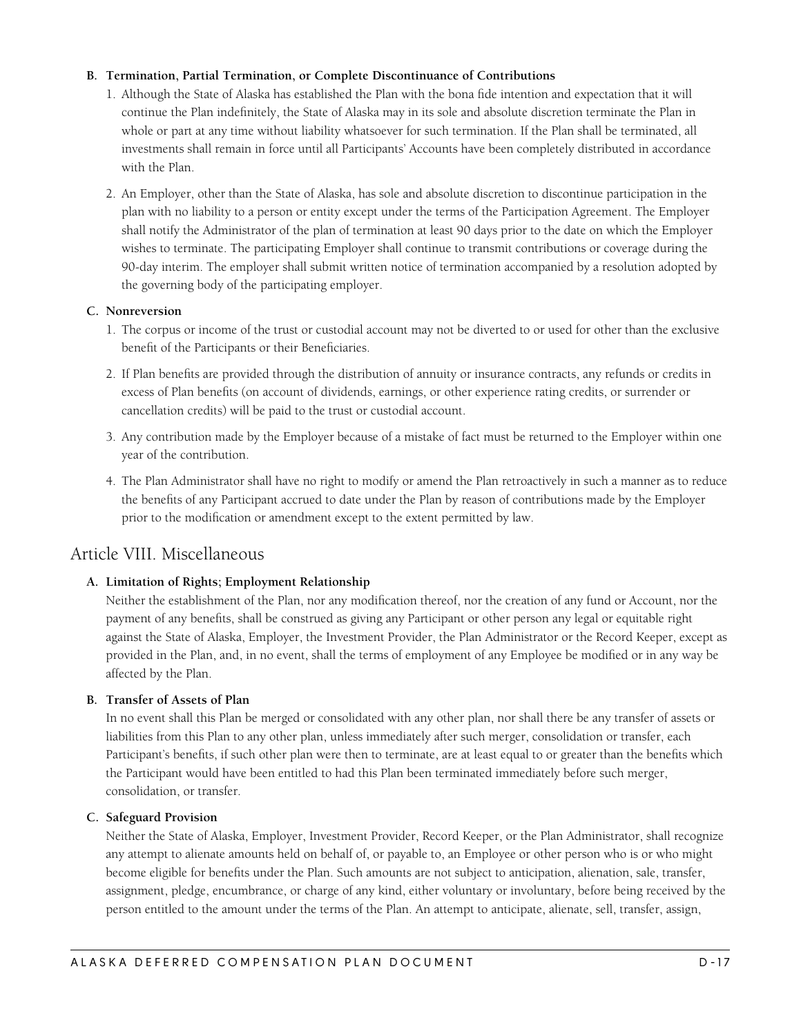**B. Termination, Partial Termination, or Complete Discontinuance of Contributions**

1. Although the State of Alaska has established the Plan with the bona fide intention and expectation that it will continue the Plan indefinitely, the State of Alaska may in its sole and absolute discretion terminate the Plan in whole or part at any time without liability whatsoever for such termination. If the Plan shall be terminated, all investments shall remain in force until all Participants' Accounts have been completely distributed in accordance with the Plan.

2. An Employer, other than the State of Alaska, has sole and absolute discretion to discontinue participation in the plan with no liability to a person or entity except under the terms of the Participation Agreement. The Employer shall notify the Administrator of the plan of termination at least 90 days prior to the date on which the Employer wishes to terminate. The participating Employer shall continue to transmit contributions or coverage during the 90-day interim. The employer shall submit written notice of termination accompanied by a resolution adopted by the governing body of the participating employer.

**C. Nonreversion**

1. The corpus or income of the trust or custodial account may not be diverted to or used for other than the exclusive benefit of the Participants or their Beneficiaries.

2. If Plan benefits are provided through the distribution of annuity or insurance contracts, any refunds or credits in excess of Plan benefits (on account of dividends, earnings, or other experience rating credits, or surrender or cancellation credits) will be paid to the trust or custodial account.

3. Any contribution made by the Employer because of a mistake of fact must be returned to the Employer within one year of the contribution.

4. The Plan Administrator shall have no right to modify or amend the Plan retroactively in such a manner as to reduce the benefits of any Participant accrued to date under the Plan by reason of contributions made by the Employer prior to the modification or amendment except to the extent permitted by law.

## Article VIII. Miscellaneous

**A. Limitation of Rights; Employment Relationship**

Neither the establishment of the Plan, nor any modification thereof, nor the creation of any fund or Account, nor the payment of any benefits, shall be construed as giving any Participant or other person any legal or equitable right against the State of Alaska, Employer, the Investment Provider, the Plan Administrator or the Record Keeper, except as provided in the Plan, and, in no event, shall the terms of employment of any Employee be modified or in any way be affected by the Plan.

**B. Transfer of Assets of Plan**

In no event shall this Plan be merged or consolidated with any other plan, nor shall there be any transfer of assets or liabilities from this Plan to any other plan, unless immediately after such merger, consolidation or transfer, each Participant's benefits, if such other plan were then to terminate, are at least equal to or greater than the benefits which the Participant would have been entitled to had this Plan been terminated immediately before such merger, consolidation, or transfer.

**C. Safeguard Provision**

Neither the State of Alaska, Employer, Investment Provider, Record Keeper, or the Plan Administrator, shall recognize any attempt to alienate amounts held on behalf of, or payable to, an Employee or other person who is or who might become eligible for benefits under the Plan. Such amounts are not subject to anticipation, alienation, sale, transfer, assignment, pledge, encumbrance, or charge of any kind, either voluntary or involuntary, before being received by the person entitled to the amount under the terms of the Plan. An attempt to anticipate, alienate, sell, transfer, assign,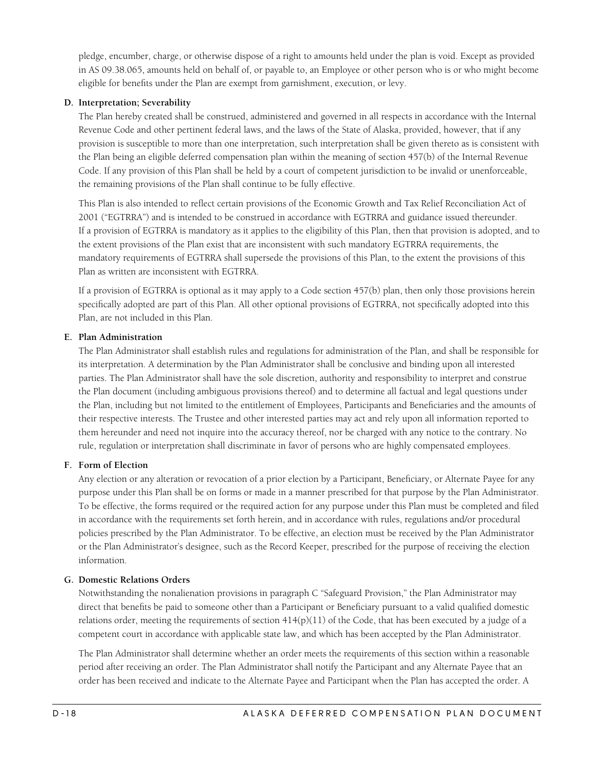pledge, encumber, charge, or otherwise dispose of a right to amounts held under the plan is void. Except as provided in AS 09.38.065, amounts held on behalf of, or payable to, an Employee or other person who is or who might become eligible for benefits under the Plan are exempt from garnishment, execution, or levy.

**D. Interpretation; Severability**

The Plan hereby created shall be construed, administered and governed in all respects in accordance with the Internal Revenue Code and other pertinent federal laws, and the laws of the State of Alaska, provided, however, that if any provision is susceptible to more than one interpretation, such interpretation shall be given thereto as is consistent with the Plan being an eligible deferred compensation plan within the meaning of section 457(b) of the Internal Revenue Code. If any provision of this Plan shall be held by a court of competent jurisdiction to be invalid or unenforceable, the remaining provisions of the Plan shall continue to be fully effective.

This Plan is also intended to reflect certain provisions of the Economic Growth and Tax Relief Reconciliation Act of 2001 ("EGTRRA") and is intended to be construed in accordance with EGTRRA and guidance issued thereunder. If a provision of EGTRRA is mandatory as it applies to the eligibility of this Plan, then that provision is adopted, and to the extent provisions of the Plan exist that are inconsistent with such mandatory EGTRRA requirements, the mandatory requirements of EGTRRA shall supersede the provisions of this Plan, to the extent the provisions of this Plan as written are inconsistent with EGTRRA.

If a provision of EGTRRA is optional as it may apply to a Code section 457(b) plan, then only those provisions herein specifically adopted are part of this Plan. All other optional provisions of EGTRRA, not specifically adopted into this Plan, are not included in this Plan.

**E. Plan Administration**

The Plan Administrator shall establish rules and regulations for administration of the Plan, and shall be responsible for its interpretation. A determination by the Plan Administrator shall be conclusive and binding upon all interested parties. The Plan Administrator shall have the sole discretion, authority and responsibility to interpret and construe the Plan document (including ambiguous provisions thereof) and to determine all factual and legal questions under the Plan, including but not limited to the entitlement of Employees, Participants and Beneficiaries and the amounts of their respective interests. The Trustee and other interested parties may act and rely upon all information reported to them hereunder and need not inquire into the accuracy thereof, nor be charged with any notice to the contrary. No rule, regulation or interpretation shall discriminate in favor of persons who are highly compensated employees.

**F. Form of Election**

Any election or any alteration or revocation of a prior election by a Participant, Beneficiary, or Alternate Payee for any purpose under this Plan shall be on forms or made in a manner prescribed for that purpose by the Plan Administrator. To be effective, the forms required or the required action for any purpose under this Plan must be completed and filed in accordance with the requirements set forth herein, and in accordance with rules, regulations and/or procedural policies prescribed by the Plan Administrator. To be effective, an election must be received by the Plan Administrator or the Plan Administrator's designee, such as the Record Keeper, prescribed for the purpose of receiving the election information.

**G. Domestic Relations Orders**

Notwithstanding the nonalienation provisions in paragraph C "Safeguard Provision," the Plan Administrator may direct that benefits be paid to someone other than a Participant or Beneficiary pursuant to a valid qualified domestic relations order, meeting the requirements of section 414(p)(11) of the Code, that has been executed by a judge of a competent court in accordance with applicable state law, and which has been accepted by the Plan Administrator.

The Plan Administrator shall determine whether an order meets the requirements of this section within a reasonable period after receiving an order. The Plan Administrator shall notify the Participant and any Alternate Payee that an order has been received and indicate to the Alternate Payee and Participant when the Plan has accepted the order. A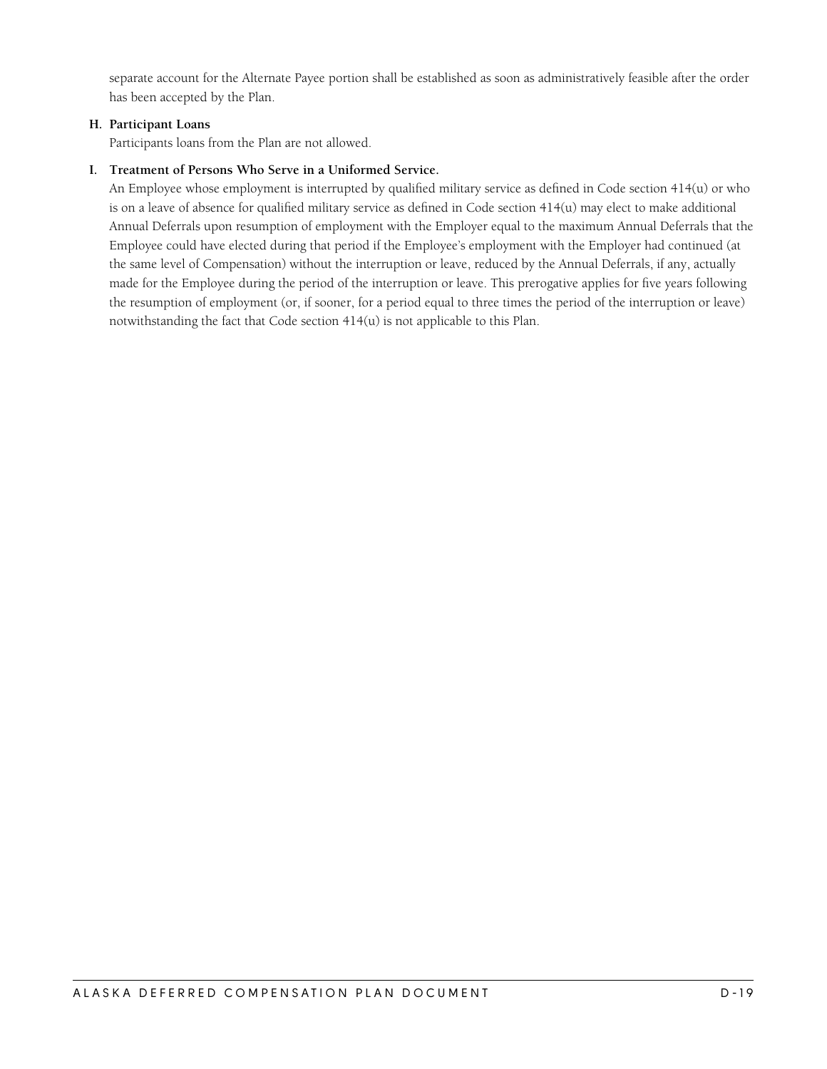separate account for the Alternate Payee portion shall be established as soon as administratively feasible after the order has been accepted by the Plan.

**H. Participant Loans**

Participants loans from the Plan are not allowed.

**I. Treatment of Persons Who Serve in a Uniformed Service.**

An Employee whose employment is interrupted by qualified military service as defined in Code section 414(u) or who is on a leave of absence for qualified military service as defined in Code section 414(u) may elect to make additional Annual Deferrals upon resumption of employment with the Employer equal to the maximum Annual Deferrals that the Employee could have elected during that period if the Employee's employment with the Employer had continued (at the same level of Compensation) without the interruption or leave, reduced by the Annual Deferrals, if any, actually made for the Employee during the period of the interruption or leave. This prerogative applies for five years following the resumption of employment (or, if sooner, for a period equal to three times the period of the interruption or leave) notwithstanding the fact that Code section 414(u) is not applicable to this Plan.